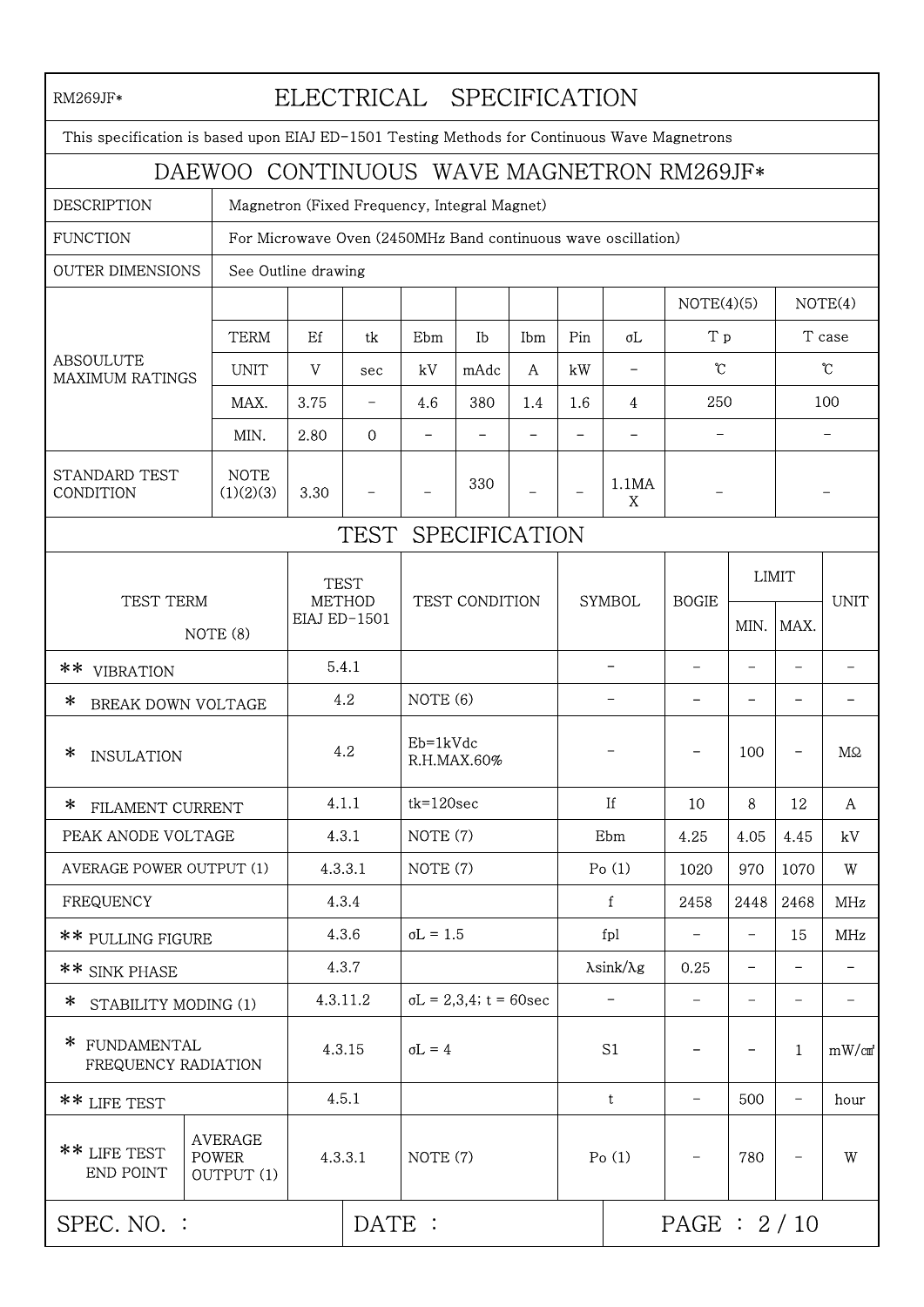RM269JF*

# ELECTRICAL SPECIFICATION

This specification is based upon EIAJ ED-1501 Testing Methods for Continuous Wave Magnetrons

## DAEWOO CONTINUOUS WAVE MAGNETRON RM269JF*

| | |
|---|---|
| DESCRIPTION | Magnetron (Fixed Frequency, Integral Magnet) |
| FUNCTION | For Microwave Oven (2450MHz Band continuous wave oscillation) |
| OUTER DIMENSIONS | See Outline drawing |

| | | | | | | | | | | NOTE(4)(5) | NOTE(4) |
|---|---|---|---|---|---|---|---|---|---|---|---|
| ABSOULUTE MAXIMUM RATINGS | TERM | Ef | tk | Ebm | Ib | Ibm | Pin | σL | Tp | T case |
| | UNIT | V | sec | kV | mAdc | A | kW | – | ℃ | ℃ |
| | MAX. | 3.75 | – | 4.6 | 380 | 1.4 | 1.6 | 4 | 250 | 100 |
| | MIN. | 2.80 | 0 | – | – | – | – | – | – | – |
| STANDARD TEST CONDITION | NOTE (1)(2)(3) | 3.30 | – | – | 330 | – | – | 1.1MAX | – | – |

## TEST SPECIFICATION

| TEST TERM NOTE (8) | | TEST METHOD EIAJ ED-1501 | TEST CONDITION | SYMBOL | BOGIE | LIMIT MIN. | LIMIT MAX. | UNIT |
|---|---|---|---|---|---|---|---|---|
| ** VIBRATION | | 5.4.1 | | – | – | – | – | – |
| * BREAK DOWN VOLTAGE | | 4.2 | NOTE (6) | – | – | – | – | – |
| * INSULATION | | 4.2 | Eb=1kVdc R.H.MAX.60% | – | – | 100 | – | MΩ |
| * FILAMENT CURRENT | | 4.1.1 | tk=120sec | If | 10 | 8 | 12 | A |
| PEAK ANODE VOLTAGE | | 4.3.1 | NOTE (7) | Ebm | 4.25 | 4.05 | 4.45 | kV |
| AVERAGE POWER OUTPUT (1) | | 4.3.3.1 | NOTE (7) | Po (1) | 1020 | 970 | 1070 | W |
| FREQUENCY | | 4.3.4 | | f | 2458 | 2448 | 2468 | MHz |
| ** PULLING FIGURE | | 4.3.6 | σL = 1.5 | fpl | – | – | 15 | MHz |
| ** SINK PHASE | | 4.3.7 | | λsink/λg | 0.25 | – | – | – |
| * STABILITY MODING (1) | | 4.3.11.2 | σL = 2,3,4; t = 60sec | – | – | – | – | – |
| * FUNDAMENTAL FREQUENCY RADIATION | | 4.3.15 | σL = 4 | S1 | – | – | 1 | mW/㎠ |
| ** LIFE TEST | | 4.5.1 | | t | – | 500 | – | hour |
| ** LIFE TEST END POINT | AVERAGE POWER OUTPUT (1) | 4.3.3.1 | NOTE (7) | Po (1) | – | 780 | – | W |

SPEC. NO. : DATE :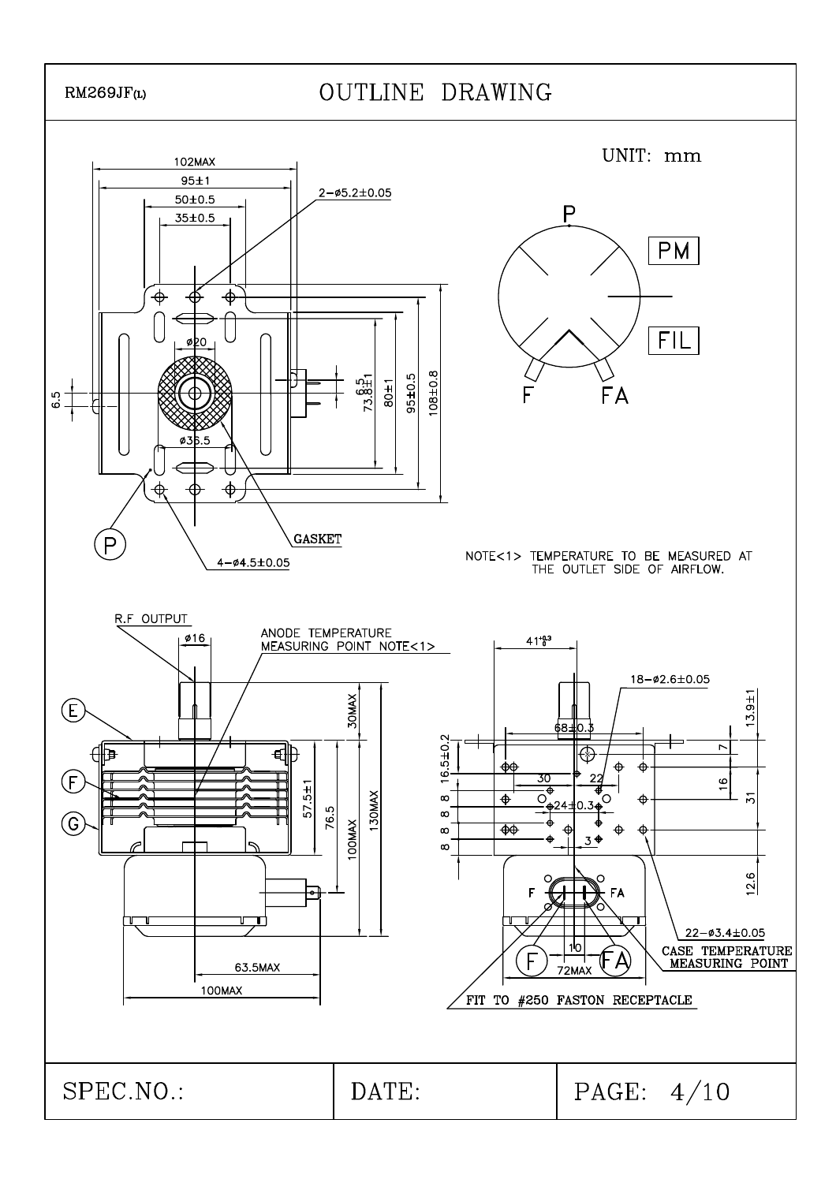RM269JF(L)

# OUTLINE DRAWING

UNIT: mm

102MAX
95±1
50±0.5
35±0.5
2−φ5.2±0.05
φ20
φ36.5
6.5
6.5
73.8±1
80±1
95±0.5
108±0.8
GASKET
4−φ4.5±0.05
P

P
PM
FIL
F
FA

NOTE<1> TEMPERATURE TO BE MEASURED AT THE OUTLET SIDE OF AIRFLOW.

R.F OUTPUT
φ16
ANODE TEMPERATURE MEASURING POINT NOTE<1>
E
F
G
30MAX
57.5±1
76.5
100MAX
130MAX
63.5MAX
100MAX

$41^{+0.3}_{0}$
18−φ2.6±0.05
13.9±1
68±0.3
16.5±0.2
7
30
22
16
31
8
8
24±0.3
8
8
8
3
12.6
F
FA
10
72MAX
F
FA
22−φ3.4±0.05
CASE TEMPERATURE MEASURING POINT
FIT TO #250 FASTON RECEPTACLE

SPEC.NO.:

DATE: